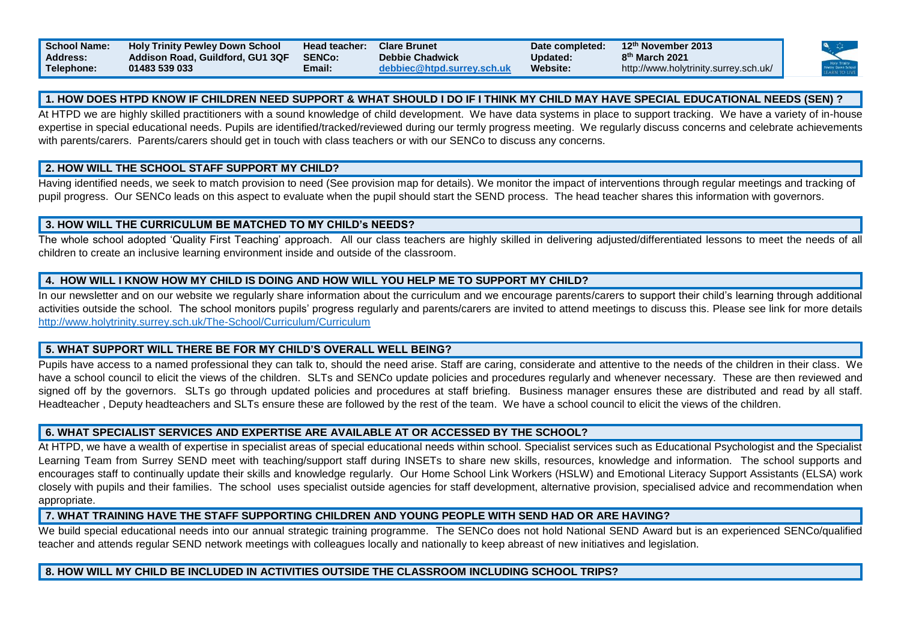| School Name: | Holy Trinity Pewley Down School | Head teacher: | Clare Brunet | Date completed: | 12th November 2013 |
| --- | --- | --- | --- | --- | --- |
| Address: | Addison Road, Guildford, GU1 3QF | SENCo: | Debbie Chadwick | Updated: | 8th March 2021 |
| Telephone: | 01483 539 033 | Email: | debbiec@htpd.surrey.sch.uk | Website: | http://www.holytrinity.surrey.sch.uk/ |

## 1. HOW DOES HTPD KNOW IF CHILDREN NEED SUPPORT & WHAT SHOULD I DO IF I THINK MY CHILD MAY HAVE SPECIAL EDUCATIONAL NEEDS (SEN) ?

At HTPD we are highly skilled practitioners with a sound knowledge of child development. We have data systems in place to support tracking. We have a variety of in-house expertise in special educational needs. Pupils are identified/tracked/reviewed during our termly progress meeting. We regularly discuss concerns and celebrate achievements with parents/carers. Parents/carers should get in touch with class teachers or with our SENCo to discuss any concerns.

## 2. HOW WILL THE SCHOOL STAFF SUPPORT MY CHILD?

Having identified needs, we seek to match provision to need (See provision map for details). We monitor the impact of interventions through regular meetings and tracking of pupil progress. Our SENCo leads on this aspect to evaluate when the pupil should start the SEND process. The head teacher shares this information with governors.

## 3. HOW WILL THE CURRICULUM BE MATCHED TO MY CHILD's NEEDS?

The whole school adopted 'Quality First Teaching' approach. All our class teachers are highly skilled in delivering adjusted/differentiated lessons to meet the needs of all children to create an inclusive learning environment inside and outside of the classroom.

## 4. HOW WILL I KNOW HOW MY CHILD IS DOING AND HOW WILL YOU HELP ME TO SUPPORT MY CHILD?

In our newsletter and on our website we regularly share information about the curriculum and we encourage parents/carers to support their child's learning through additional activities outside the school. The school monitors pupils' progress regularly and parents/carers are invited to attend meetings to discuss this. Please see link for more details http://www.holytrinity.surrey.sch.uk/The-School/Curriculum/Curriculum

## 5. WHAT SUPPORT WILL THERE BE FOR MY CHILD'S OVERALL WELL BEING?

Pupils have access to a named professional they can talk to, should the need arise. Staff are caring, considerate and attentive to the needs of the children in their class. We have a school council to elicit the views of the children. SLTs and SENCo update policies and procedures regularly and whenever necessary. These are then reviewed and signed off by the governors. SLTs go through updated policies and procedures at staff briefing. Business manager ensures these are distributed and read by all staff. Headteacher , Deputy headteachers and SLTs ensure these are followed by the rest of the team. We have a school council to elicit the views of the children.

## 6. WHAT SPECIALIST SERVICES AND EXPERTISE ARE AVAILABLE AT OR ACCESSED BY THE SCHOOL?

At HTPD, we have a wealth of expertise in specialist areas of special educational needs within school. Specialist services such as Educational Psychologist and the Specialist Learning Team from Surrey SEND meet with teaching/support staff during INSETs to share new skills, resources, knowledge and information. The school supports and encourages staff to continually update their skills and knowledge regularly. Our Home School Link Workers (HSLW) and Emotional Literacy Support Assistants (ELSA) work closely with pupils and their families. The school uses specialist outside agencies for staff development, alternative provision, specialised advice and recommendation when appropriate.

## 7. WHAT TRAINING HAVE THE STAFF SUPPORTING CHILDREN AND YOUNG PEOPLE WITH SEND HAD OR ARE HAVING?

We build special educational needs into our annual strategic training programme. The SENCo does not hold National SEND Award but is an experienced SENCo/qualified teacher and attends regular SEND network meetings with colleagues locally and nationally to keep abreast of new initiatives and legislation.

## 8. HOW WILL MY CHILD BE INCLUDED IN ACTIVITIES OUTSIDE THE CLASSROOM INCLUDING SCHOOL TRIPS?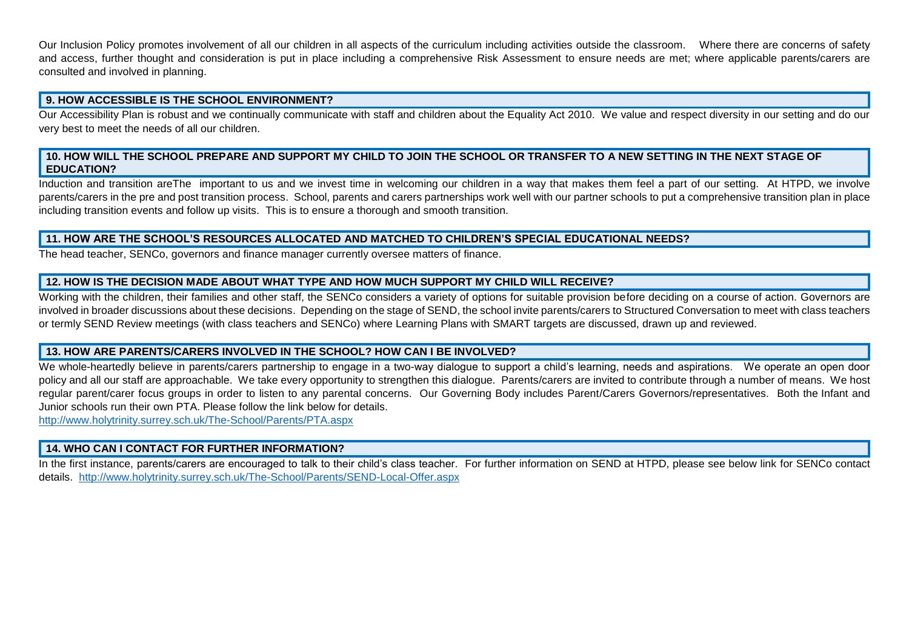Our Inclusion Policy promotes involvement of all our children in all aspects of the curriculum including activities outside the classroom. Where there are concerns of safety and access, further thought and consideration is put in place including a comprehensive Risk Assessment to ensure needs are met; where applicable parents/carers are consulted and involved in planning.

## 9. HOW ACCESSIBLE IS THE SCHOOL ENVIRONMENT?

Our Accessibility Plan is robust and we continually communicate with staff and children about the Equality Act 2010. We value and respect diversity in our setting and do our very best to meet the needs of all our children.

## 10. HOW WILL THE SCHOOL PREPARE AND SUPPORT MY CHILD TO JOIN THE SCHOOL OR TRANSFER TO A NEW SETTING IN THE NEXT STAGE OF EDUCATION?

Induction and transition areThe important to us and we invest time in welcoming our children in a way that makes them feel a part of our setting. At HTPD, we involve parents/carers in the pre and post transition process. School, parents and carers partnerships work well with our partner schools to put a comprehensive transition plan in place including transition events and follow up visits. This is to ensure a thorough and smooth transition.

## 11. HOW ARE THE SCHOOL'S RESOURCES ALLOCATED AND MATCHED TO CHILDREN'S SPECIAL EDUCATIONAL NEEDS?

The head teacher, SENCo, governors and finance manager currently oversee matters of finance.

## 12. HOW IS THE DECISION MADE ABOUT WHAT TYPE AND HOW MUCH SUPPORT MY CHILD WILL RECEIVE?

Working with the children, their families and other staff, the SENCo considers a variety of options for suitable provision before deciding on a course of action. Governors are involved in broader discussions about these decisions. Depending on the stage of SEND, the school invite parents/carers to Structured Conversation to meet with class teachers or termly SEND Review meetings (with class teachers and SENCo) where Learning Plans with SMART targets are discussed, drawn up and reviewed.

## 13. HOW ARE PARENTS/CARERS INVOLVED IN THE SCHOOL? HOW CAN I BE INVOLVED?

We whole-heartedly believe in parents/carers partnership to engage in a two-way dialogue to support a child's learning, needs and aspirations. We operate an open door policy and all our staff are approachable. We take every opportunity to strengthen this dialogue. Parents/carers are invited to contribute through a number of means. We host regular parent/carer focus groups in order to listen to any parental concerns. Our Governing Body includes Parent/Carers Governors/representatives. Both the Infant and Junior schools run their own PTA. Please follow the link below for details.

http://www.holytrinity.surrey.sch.uk/The-School/Parents/PTA.aspx

## 14. WHO CAN I CONTACT FOR FURTHER INFORMATION?

In the first instance, parents/carers are encouraged to talk to their child's class teacher. For further information on SEND at HTPD, please see below link for SENCo contact details. http://www.holytrinity.surrey.sch.uk/The-School/Parents/SEND-Local-Offer.aspx